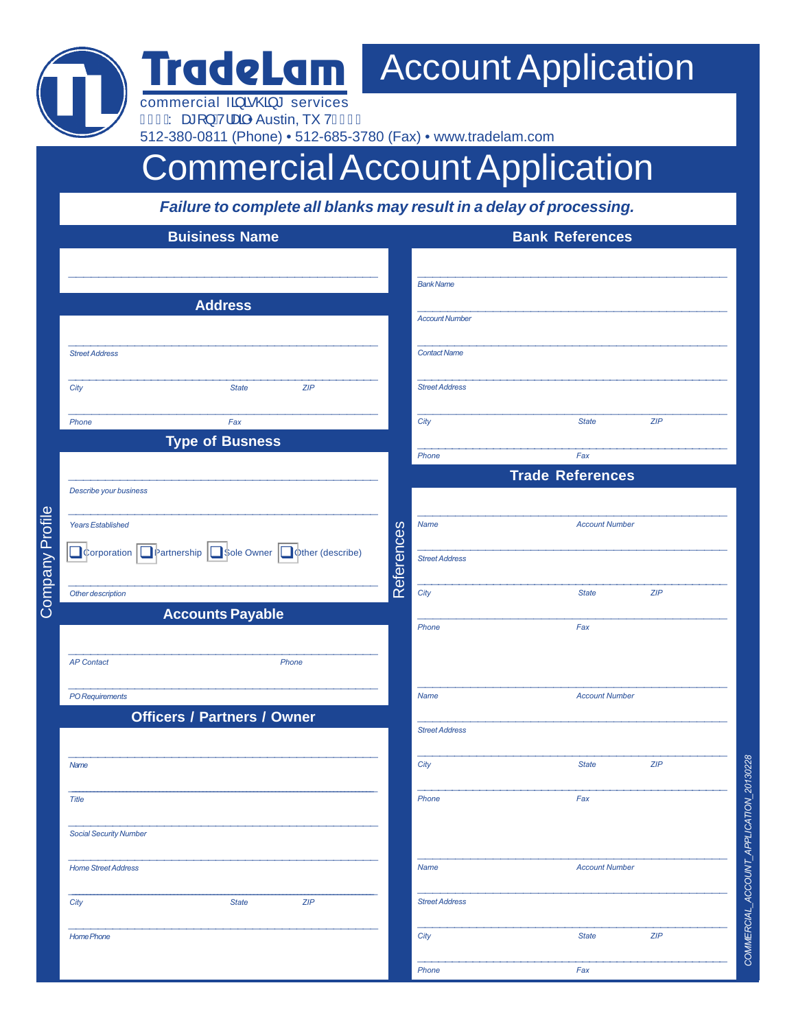# TradeLam

commercial ILQLVKLQJ services

     :  DJRQ7UDLO Austin, TX 7    

512-380-0811 (Phone) • 512-685-3780 (Fax) • www.tradelam.com

## Account Application

# Commercial Account Application

***Failure to complete all blanks may result in a delay of processing.***

## Company Profile

### Buisiness Name

___________________________________________

### Address

*Street Address*

*City* *State* *ZIP*

*Phone* *Fax*

### Type of Busness

*Describe your business*

*Years Established*

☐ Corporation ☐ Partnership ☐ Sole Owner ☐ Other (describe)

*Other description*

### Accounts Payable

*AP Contact* *Phone*

*PO Requirements*

### Officers / Partners / Owner

*Name*

*Title*

*Social Security Number*

*Home Street Address*

*City* *State* *ZIP*

*Home Phone*

## References

### Bank References

*Bank Name*

*Account Number*

*Contact Name*

*Street Address*

*City* *State* *ZIP*

*Phone* *Fax*

### Trade References

*Name* *Account Number*

*Street Address*

*City* *State* *ZIP*

*Phone* *Fax*

*Name* *Account Number*

*Street Address*

*City* *State* *ZIP*

*Phone* *Fax*

*Name* *Account Number*

*Street Address*

*City* *State* *ZIP*

*Phone* *Fax*

*COMMERCIAL_ACCOUNT_APPLICATION_20130228*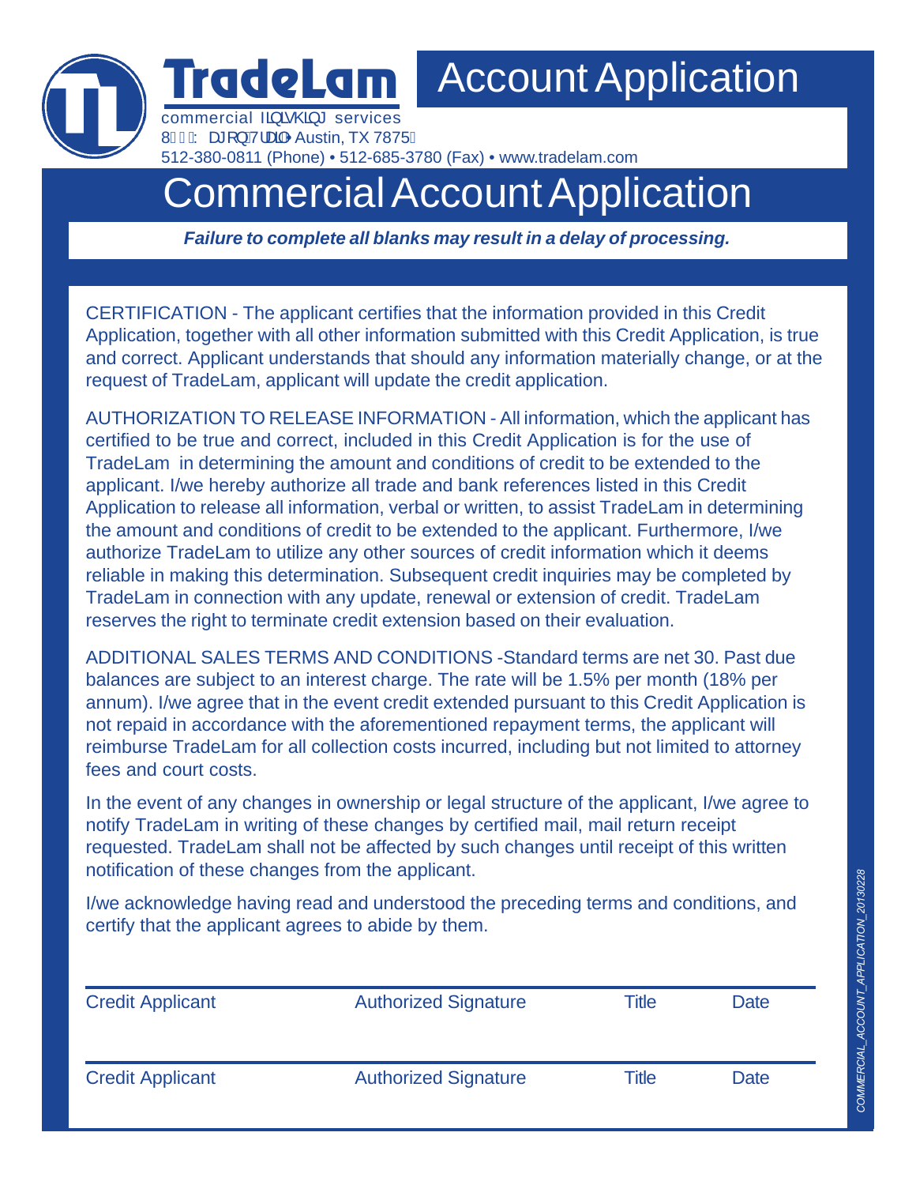# TradeLam

commercial ILQLVKLQJ services
8   : DJRQ7UDLO • Austin, TX 7875
512-380-0811 (Phone) • 512-685-3780 (Fax) • www.tradelam.com

## Account Application

# Commercial Account Application

***Failure to complete all blanks may result in a delay of processing.***

CERTIFICATION - The applicant certifies that the information provided in this Credit Application, together with all other information submitted with this Credit Application, is true and correct. Applicant understands that should any information materially change, or at the request of TradeLam, applicant will update the credit application.

AUTHORIZATION TO RELEASE INFORMATION - All information, which the applicant has certified to be true and correct, included in this Credit Application is for the use of TradeLam in determining the amount and conditions of credit to be extended to the applicant. I/we hereby authorize all trade and bank references listed in this Credit Application to release all information, verbal or written, to assist TradeLam in determining the amount and conditions of credit to be extended to the applicant. Furthermore, I/we authorize TradeLam to utilize any other sources of credit information which it deems reliable in making this determination. Subsequent credit inquiries may be completed by TradeLam in connection with any update, renewal or extension of credit. TradeLam reserves the right to terminate credit extension based on their evaluation.

ADDITIONAL SALES TERMS AND CONDITIONS -Standard terms are net 30. Past due balances are subject to an interest charge. The rate will be 1.5% per month (18% per annum). I/we agree that in the event credit extended pursuant to this Credit Application is not repaid in accordance with the aforementioned repayment terms, the applicant will reimburse TradeLam for all collection costs incurred, including but not limited to attorney fees and court costs.

In the event of any changes in ownership or legal structure of the applicant, I/we agree to notify TradeLam in writing of these changes by certified mail, mail return receipt requested. TradeLam shall not be affected by such changes until receipt of this written notification of these changes from the applicant.

I/we acknowledge having read and understood the preceding terms and conditions, and certify that the applicant agrees to abide by them.

| Credit Applicant | Authorized Signature | Title | Date |
|---|---|---|---|
| | | | |

| Credit Applicant | Authorized Signature | Title | Date |
|---|---|---|---|
| | | | |